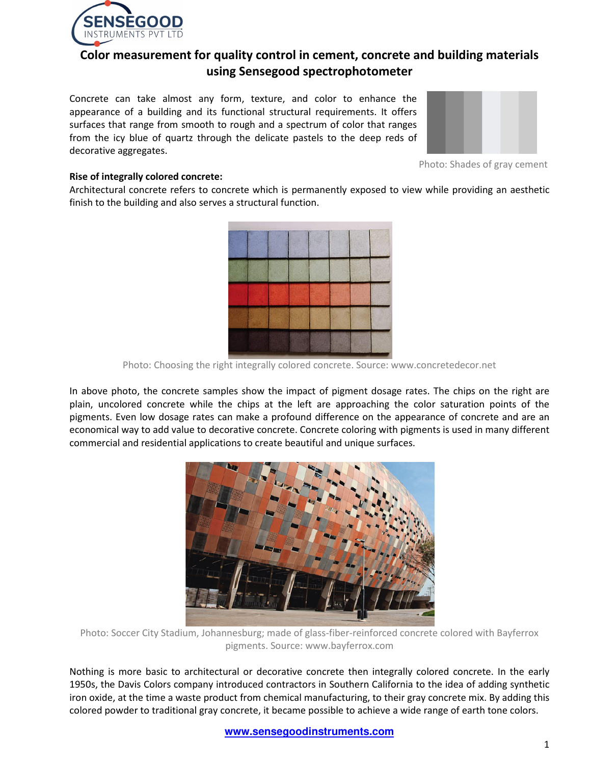# Color measurement for quality control in cement, concrete and building materials using Sensegood spectrophotometer

Concrete can take almost any form, texture, and color to enhance the appearance of a building and its functional structural requirements. It offers surfaces that range from smooth to rough and a spectrum of color that ranges from the icy blue of quartz through the delicate pastels to the deep reds of decorative aggregates.

Photo: Shades of gray cement

**Rise of integrally colored concrete:**

Architectural concrete refers to concrete which is permanently exposed to view while providing an aesthetic finish to the building and also serves a structural function.

Photo: Choosing the right integrally colored concrete. Source: www.concretedecor.net

In above photo, the concrete samples show the impact of pigment dosage rates. The chips on the right are plain, uncolored concrete while the chips at the left are approaching the color saturation points of the pigments. Even low dosage rates can make a profound difference on the appearance of concrete and are an economical way to add value to decorative concrete. Concrete coloring with pigments is used in many different commercial and residential applications to create beautiful and unique surfaces.

Photo: Soccer City Stadium, Johannesburg; made of glass-fiber-reinforced concrete colored with Bayferrox pigments. Source: www.bayferrox.com

Nothing is more basic to architectural or decorative concrete then integrally colored concrete. In the early 1950s, the Davis Colors company introduced contractors in Southern California to the idea of adding synthetic iron oxide, at the time a waste product from chemical manufacturing, to their gray concrete mix. By adding this colored powder to traditional gray concrete, it became possible to achieve a wide range of earth tone colors.

www.sensegoodinstruments.com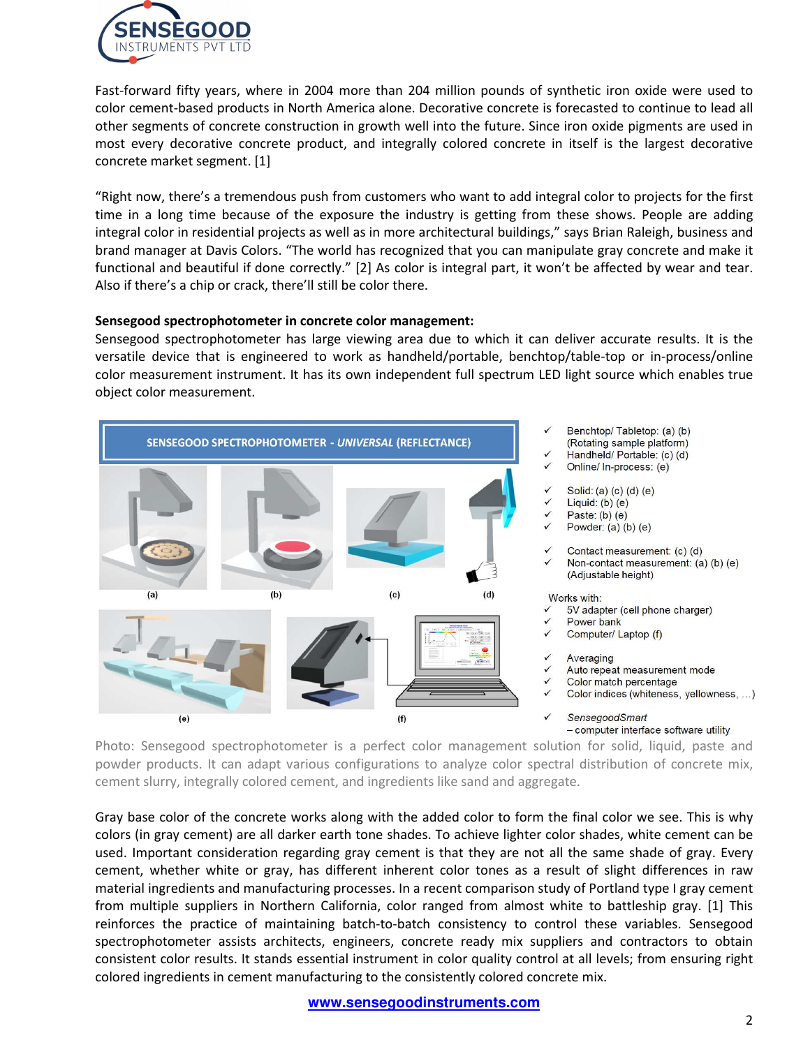Fast-forward fifty years, where in 2004 more than 204 million pounds of synthetic iron oxide were used to color cement-based products in North America alone. Decorative concrete is forecasted to continue to lead all other segments of concrete construction in growth well into the future. Since iron oxide pigments are used in most every decorative concrete product, and integrally colored concrete in itself is the largest decorative concrete market segment. [1]

"Right now, there's a tremendous push from customers who want to add integral color to projects for the first time in a long time because of the exposure the industry is getting from these shows. People are adding integral color in residential projects as well as in more architectural buildings," says Brian Raleigh, business and brand manager at Davis Colors. "The world has recognized that you can manipulate gray concrete and make it functional and beautiful if done correctly." [2] As color is integral part, it won't be affected by wear and tear. Also if there's a chip or crack, there'll still be color there.

**Sensegood spectrophotometer in concrete color management:**

Sensegood spectrophotometer has large viewing area due to which it can deliver accurate results. It is the versatile device that is engineered to work as handheld/portable, benchtop/table-top or in-process/online color measurement instrument. It has its own independent full spectrum LED light source which enables true object color measurement.

SENSEGOOD SPECTROPHOTOMETER - *UNIVERSAL* (REFLECTANCE)

(a) (b) (c) (d) (e) (f)

- ✓ Benchtop/ Tabletop: (a) (b) (Rotating sample platform)
- ✓ Handheld/ Portable: (c) (d)
- ✓ Online/ In-process: (e)

- ✓ Solid: (a) (c) (d) (e)
- ✓ Liquid: (b) (e)
- ✓ Paste: (b) (e)
- ✓ Powder: (a) (b) (e)

- ✓ Contact measurement: (c) (d)
- ✓ Non-contact measurement: (a) (b) (e) (Adjustable height)

Works with:

- ✓ 5V adapter (cell phone charger)
- ✓ Power bank
- ✓ Computer/ Laptop (f)

- ✓ Averaging
- ✓ Auto repeat measurement mode
- ✓ Color match percentage
- ✓ Color indices (whiteness, yellowness, ...)

- ✓ *SensegoodSmart* – computer interface software utility

Photo: Sensegood spectrophotometer is a perfect color management solution for solid, liquid, paste and powder products. It can adapt various configurations to analyze color spectral distribution of concrete mix, cement slurry, integrally colored cement, and ingredients like sand and aggregate.

Gray base color of the concrete works along with the added color to form the final color we see. This is why colors (in gray cement) are all darker earth tone shades. To achieve lighter color shades, white cement can be used. Important consideration regarding gray cement is that they are not all the same shade of gray. Every cement, whether white or gray, has different inherent color tones as a result of slight differences in raw material ingredients and manufacturing processes. In a recent comparison study of Portland type I gray cement from multiple suppliers in Northern California, color ranged from almost white to battleship gray. [1] This reinforces the practice of maintaining batch-to-batch consistency to control these variables. Sensegood spectrophotometer assists architects, engineers, concrete ready mix suppliers and contractors to obtain consistent color results. It stands essential instrument in color quality control at all levels; from ensuring right colored ingredients in cement manufacturing to the consistently colored concrete mix.

www.sensegoodinstruments.com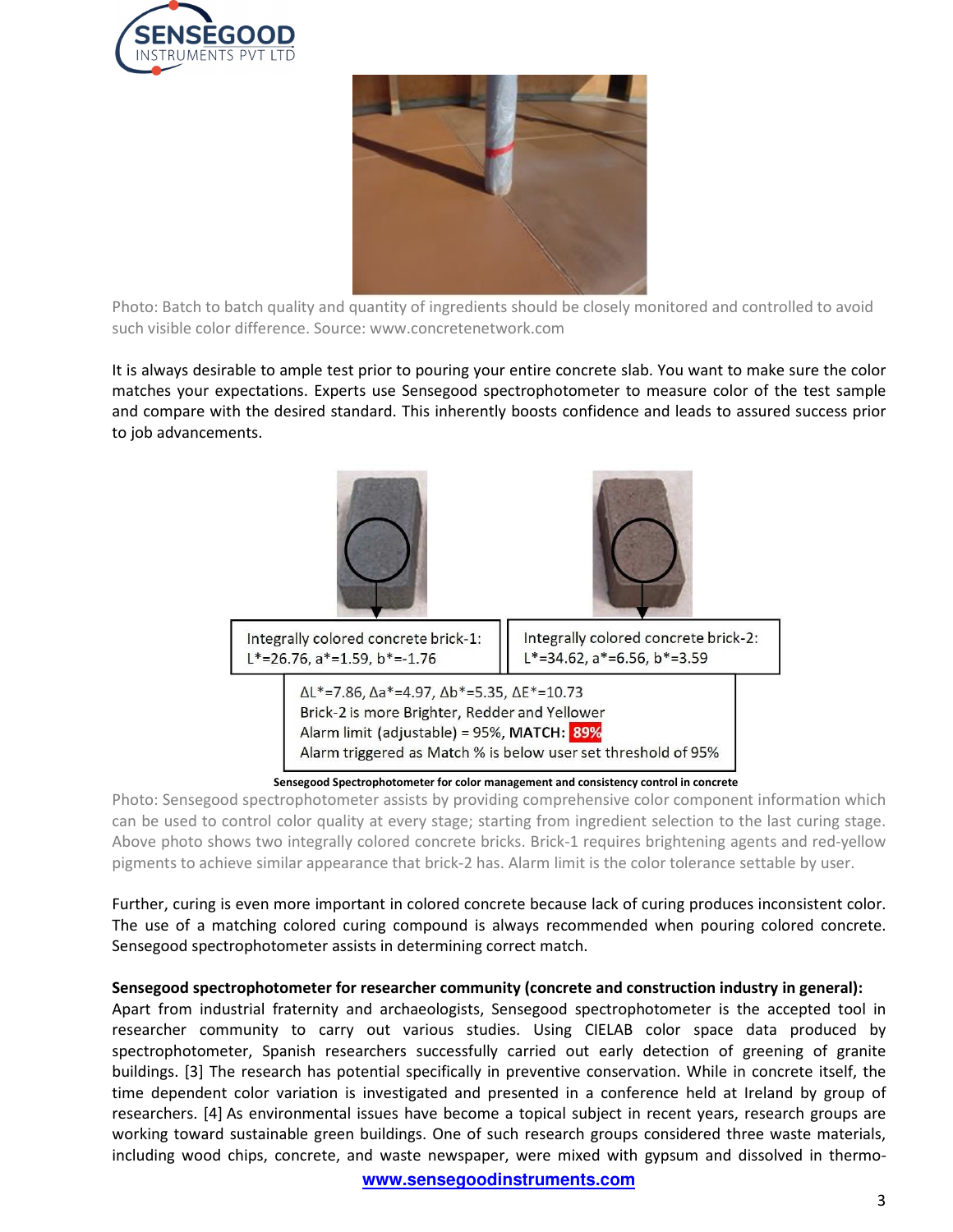Photo: Batch to batch quality and quantity of ingredients should be closely monitored and controlled to avoid such visible color difference. Source: www.concretenetwork.com

It is always desirable to ample test prior to pouring your entire concrete slab. You want to make sure the color matches your expectations. Experts use Sensegood spectrophotometer to measure color of the test sample and compare with the desired standard. This inherently boosts confidence and leads to assured success prior to job advancements.

Integrally colored concrete brick-1: $L^*=26.76$, $a^*=1.59$, $b^*=-1.76$

Integrally colored concrete brick-2: $L^*=34.62$, $a^*=6.56$, $b^*=3.59$

$\Delta L^*=7.86$, $\Delta a^*=4.97$, $\Delta b^*=5.35$, $\Delta E^*=10.73$
Brick-2 is more Brighter, Redder and Yellower
Alarm limit (adjustable) = 95%, **MATCH: 89%**
Alarm triggered as Match % is below user set threshold of 95%

**Sensegood Spectrophotometer for color management and consistency control in concrete**

Photo: Sensegood spectrophotometer assists by providing comprehensive color component information which can be used to control color quality at every stage; starting from ingredient selection to the last curing stage. Above photo shows two integrally colored concrete bricks. Brick-1 requires brightening agents and red-yellow pigments to achieve similar appearance that brick-2 has. Alarm limit is the color tolerance settable by user.

Further, curing is even more important in colored concrete because lack of curing produces inconsistent color. The use of a matching colored curing compound is always recommended when pouring colored concrete. Sensegood spectrophotometer assists in determining correct match.

**Sensegood spectrophotometer for researcher community (concrete and construction industry in general):**
Apart from industrial fraternity and archaeologists, Sensegood spectrophotometer is the accepted tool in researcher community to carry out various studies. Using CIELAB color space data produced by spectrophotometer, Spanish researchers successfully carried out early detection of greening of granite buildings. [3] The research has potential specifically in preventive conservation. While in concrete itself, the time dependent color variation is investigated and presented in a conference held at Ireland by group of researchers. [4] As environmental issues have become a topical subject in recent years, research groups are working toward sustainable green buildings. One of such research groups considered three waste materials, including wood chips, concrete, and waste newspaper, were mixed with gypsum and dissolved in thermo-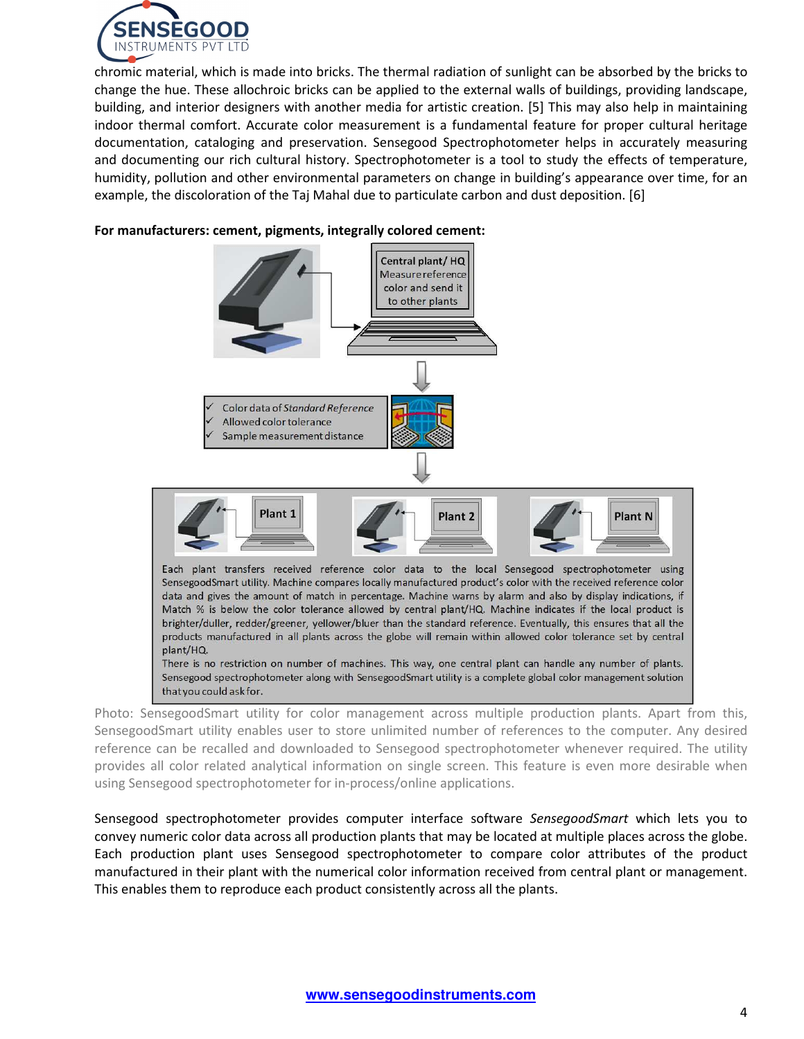chromic material, which is made into bricks. The thermal radiation of sunlight can be absorbed by the bricks to change the hue. These allochroic bricks can be applied to the external walls of buildings, providing landscape, building, and interior designers with another media for artistic creation. [5] This may also help in maintaining indoor thermal comfort. Accurate color measurement is a fundamental feature for proper cultural heritage documentation, cataloging and preservation. Sensegood Spectrophotometer helps in accurately measuring and documenting our rich cultural history. Spectrophotometer is a tool to study the effects of temperature, humidity, pollution and other environmental parameters on change in building's appearance over time, for an example, the discoloration of the Taj Mahal due to particulate carbon and dust deposition. [6]

**For manufacturers: cement, pigments, integrally colored cement:**

Central plant/ HQ
Measure reference color and send it to other plants

- ✓ Color data of *Standard Reference*
- ✓ Allowed color tolerance
- ✓ Sample measurement distance

Plant 1 | Plant 2 | Plant N

Each plant transfers received reference color data to the local Sensegood spectrophotometer using SensegoodSmart utility. Machine compares locally manufactured product's color with the received reference color data and gives the amount of match in percentage. Machine warns by alarm and also by display indications, if Match % is below the color tolerance allowed by central plant/HQ. Machine indicates if the local product is brighter/duller, redder/greener, yellower/bluer than the standard reference. Eventually, this ensures that all the products manufactured in all plants across the globe will remain within allowed color tolerance set by central plant/HQ.
There is no restriction on number of machines. This way, one central plant can handle any number of plants. Sensegood spectrophotometer along with SensegoodSmart utility is a complete global color management solution that you could ask for.

Photo: SensegoodSmart utility for color management across multiple production plants. Apart from this, SensegoodSmart utility enables user to store unlimited number of references to the computer. Any desired reference can be recalled and downloaded to Sensegood spectrophotometer whenever required. The utility provides all color related analytical information on single screen. This feature is even more desirable when using Sensegood spectrophotometer for in-process/online applications.

Sensegood spectrophotometer provides computer interface software *SensegoodSmart* which lets you to convey numeric color data across all production plants that may be located at multiple places across the globe. Each production plant uses Sensegood spectrophotometer to compare color attributes of the product manufactured in their plant with the numerical color information received from central plant or management. This enables them to reproduce each product consistently across all the plants.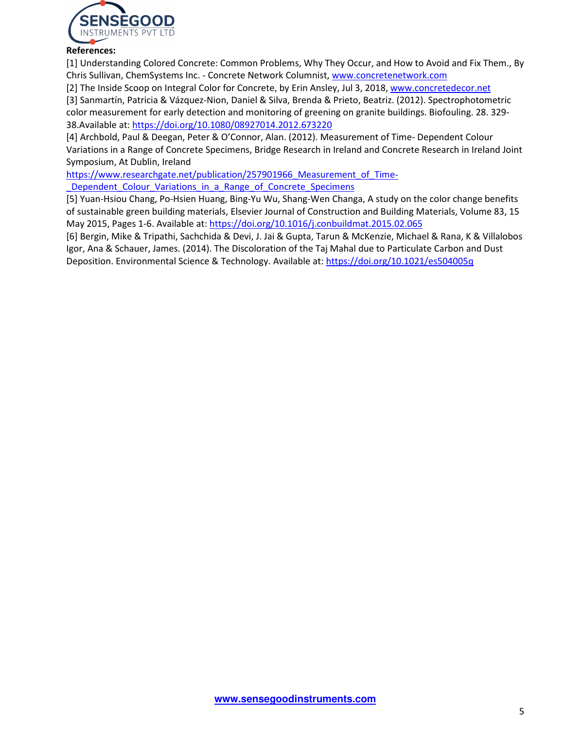**References:**

[1] Understanding Colored Concrete: Common Problems, Why They Occur, and How to Avoid and Fix Them., By Chris Sullivan, ChemSystems Inc. - Concrete Network Columnist, www.concretenetwork.com

[2] The Inside Scoop on Integral Color for Concrete, by Erin Ansley, Jul 3, 2018, www.concretedecor.net

[3] Sanmartín, Patricia & Vázquez-Nion, Daniel & Silva, Brenda & Prieto, Beatriz. (2012). Spectrophotometric color measurement for early detection and monitoring of greening on granite buildings. Biofouling. 28. 329-38.Available at: https://doi.org/10.1080/08927014.2012.673220

[4] Archbold, Paul & Deegan, Peter & O'Connor, Alan. (2012). Measurement of Time- Dependent Colour Variations in a Range of Concrete Specimens, Bridge Research in Ireland and Concrete Research in Ireland Joint Symposium, At Dublin, Ireland https://www.researchgate.net/publication/257901966_Measurement_of_Time-_Dependent_Colour_Variations_in_a_Range_of_Concrete_Specimens

[5] Yuan-Hsiou Chang, Po-Hsien Huang, Bing-Yu Wu, Shang-Wen Changa, A study on the color change benefits of sustainable green building materials, Elsevier Journal of Construction and Building Materials, Volume 83, 15 May 2015, Pages 1-6. Available at: https://doi.org/10.1016/j.conbuildmat.2015.02.065

[6] Bergin, Mike & Tripathi, Sachchida & Devi, J. Jai & Gupta, Tarun & McKenzie, Michael & Rana, K & Villalobos Igor, Ana & Schauer, James. (2014). The Discoloration of the Taj Mahal due to Particulate Carbon and Dust Deposition. Environmental Science & Technology. Available at: https://doi.org/10.1021/es504005q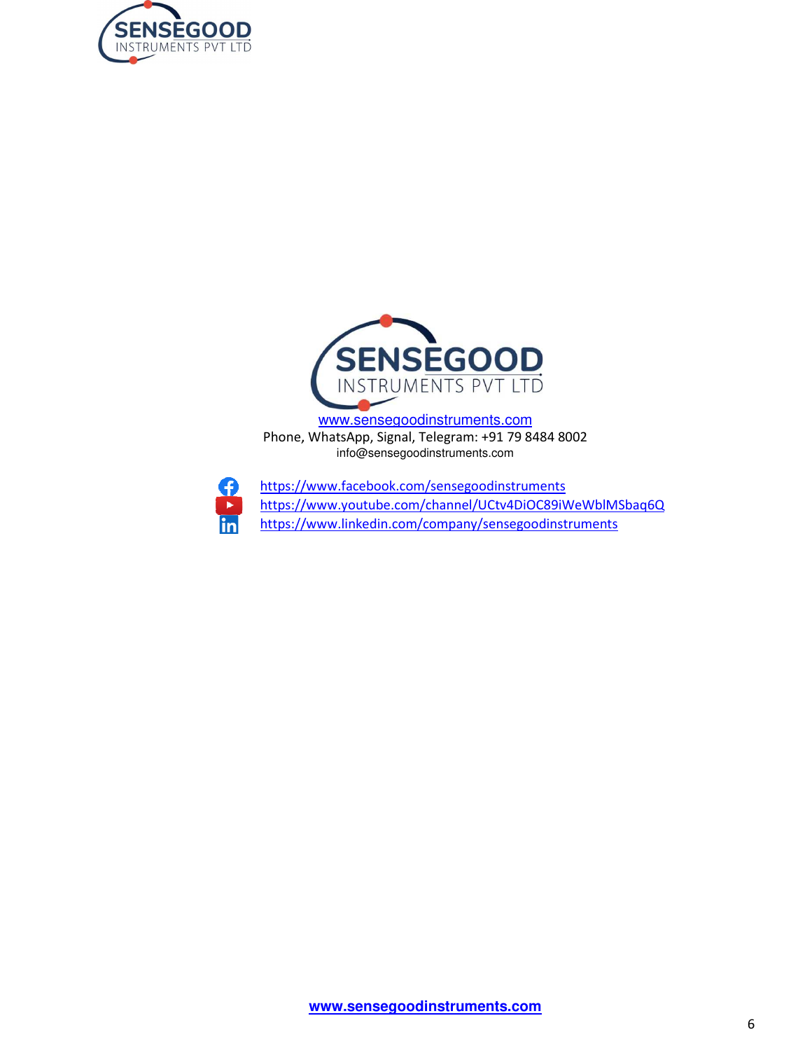SENSEGOOD
INSTRUMENTS PVT LTD

www.sensegoodinstruments.com

Phone, WhatsApp, Signal, Telegram: +91 79 8484 8002

info@sensegoodinstruments.com

https://www.facebook.com/sensegoodinstruments

https://www.youtube.com/channel/UCtv4DiOC89iWeWblMSbaq6Q

https://www.linkedin.com/company/sensegoodinstruments